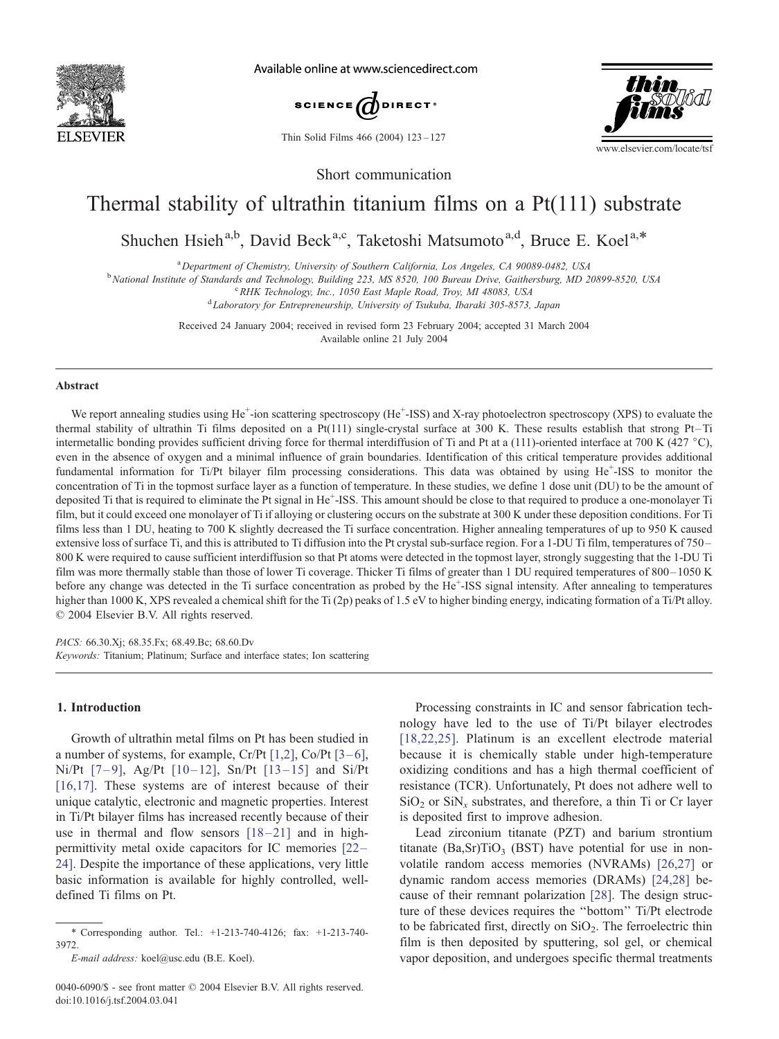Short communication

# Thermal stability of ultrathin titanium films on a Pt(111) substrate

Shuchen Hsieh[a,b], David Beck[a,c], Taketoshi Matsumoto[a,d], Bruce E. Koel[a,*]

[a] Department of Chemistry, University of Southern California, Los Angeles, CA 90089-0482, USA
[b] National Institute of Standards and Technology, Building 223, MS 8520, 100 Bureau Drive, Gaithersburg, MD 20899-8520, USA
[c] RHK Technology, Inc., 1050 East Maple Road, Troy, MI 48083, USA
[d] Laboratory for Entrepreneurship, University of Tsukuba, Ibaraki 305-8573, Japan

Received 24 January 2004; received in revised form 23 February 2004; accepted 31 March 2004
Available online 21 July 2004

## Abstract

We report annealing studies using $He^+$-ion scattering spectroscopy ($He^+$-ISS) and X-ray photoelectron spectroscopy (XPS) to evaluate the thermal stability of ultrathin Ti films deposited on a Pt(111) single-crystal surface at 300 K. These results establish that strong Pt–Ti intermetallic bonding provides sufficient driving force for thermal interdiffusion of Ti and Pt at a (111)-oriented interface at 700 K (427 °C), even in the absence of oxygen and a minimal influence of grain boundaries. Identification of this critical temperature provides additional fundamental information for Ti/Pt bilayer film processing considerations. This data was obtained by using $He^+$-ISS to monitor the concentration of Ti in the topmost surface layer as a function of temperature. In these studies, we define 1 dose unit (DU) to be the amount of deposited Ti that is required to eliminate the Pt signal in $He^+$-ISS. This amount should be close to that required to produce a one-monolayer Ti film, but it could exceed one monolayer of Ti if alloying or clustering occurs on the substrate at 300 K under these deposition conditions. For Ti films less than 1 DU, heating to 700 K slightly decreased the Ti surface concentration. Higher annealing temperatures of up to 950 K caused extensive loss of surface Ti, and this is attributed to Ti diffusion into the Pt crystal sub-surface region. For a 1-DU Ti film, temperatures of 750–800 K were required to cause sufficient interdiffusion so that Pt atoms were detected in the topmost layer, strongly suggesting that the 1-DU Ti film was more thermally stable than those of lower Ti coverage. Thicker Ti films of greater than 1 DU required temperatures of 800–1050 K before any change was detected in the Ti surface concentration as probed by the $He^+$-ISS signal intensity. After annealing to temperatures higher than 1000 K, XPS revealed a chemical shift for the Ti (2p) peaks of 1.5 eV to higher binding energy, indicating formation of a Ti/Pt alloy.
© 2004 Elsevier B.V. All rights reserved.

*PACS:* 66.30.Xj; 68.35.Fx; 68.49.Bc; 68.60.Dv
*Keywords:* Titanium; Platinum; Surface and interface states; Ion scattering

## 1. Introduction

Growth of ultrathin metal films on Pt has been studied in a number of systems, for example, Cr/Pt [1,2], Co/Pt [3–6], Ni/Pt [7–9], Ag/Pt [10–12], Sn/Pt [13–15] and Si/Pt [16,17]. These systems are of interest because of their unique catalytic, electronic and magnetic properties. Interest in Ti/Pt bilayer films has increased recently because of their use in thermal and flow sensors [18–21] and in high-permittivity metal oxide capacitors for IC memories [22–24]. Despite the importance of these applications, very little basic information is available for highly controlled, well-defined Ti films on Pt.

Processing constraints in IC and sensor fabrication technology have led to the use of Ti/Pt bilayer electrodes [18,22,25]. Platinum is an excellent electrode material because it is chemically stable under high-temperature oxidizing conditions and has a high thermal coefficient of resistance (TCR). Unfortunately, Pt does not adhere well to $SiO_2$ or $SiN_x$ substrates, and therefore, a thin Ti or Cr layer is deposited first to improve adhesion.

Lead zirconium titanate (PZT) and barium strontium titanate $(Ba,Sr)TiO_3$ (BST) have potential for use in non-volatile random access memories (NVRAMs) [26,27] or dynamic random access memories (DRAMs) [24,28] because of their remnant polarization [28]. The design structure of these devices requires the "bottom" Ti/Pt electrode to be fabricated first, directly on $SiO_2$. The ferroelectric thin film is then deposited by sputtering, sol gel, or chemical vapor deposition, and undergoes specific thermal treatments

* Corresponding author. Tel.: +1-213-740-4126; fax: +1-213-740-3972.
*E-mail address:* koel@usc.edu (B.E. Koel).

0040-6090/$ - see front matter © 2004 Elsevier B.V. All rights reserved.
doi:10.1016/j.tsf.2004.03.041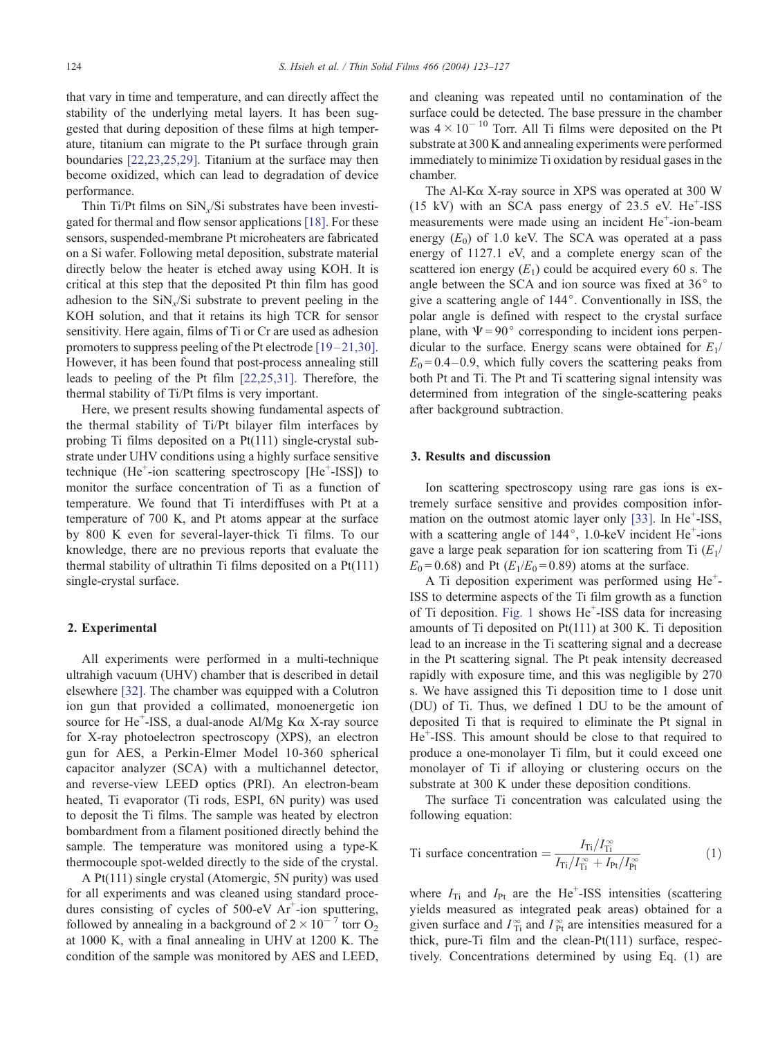that vary in time and temperature, and can directly affect the stability of the underlying metal layers. It has been suggested that during deposition of these films at high temperature, titanium can migrate to the Pt surface through grain boundaries [22,23,25,29]. Titanium at the surface may then become oxidized, which can lead to degradation of device performance.

Thin Ti/Pt films on $SiN_x$/Si substrates have been investigated for thermal and flow sensor applications [18]. For these sensors, suspended-membrane Pt microheaters are fabricated on a Si wafer. Following metal deposition, substrate material directly below the heater is etched away using KOH. It is critical at this step that the deposited Pt thin film has good adhesion to the $SiN_x$/Si substrate to prevent peeling in the KOH solution, and that it retains its high TCR for sensor sensitivity. Here again, films of Ti or Cr are used as adhesion promoters to suppress peeling of the Pt electrode [19–21,30]. However, it has been found that post-process annealing still leads to peeling of the Pt film [22,25,31]. Therefore, the thermal stability of Ti/Pt films is very important.

Here, we present results showing fundamental aspects of the thermal stability of Ti/Pt bilayer film interfaces by probing Ti films deposited on a Pt(111) single-crystal substrate under UHV conditions using a highly surface sensitive technique ($He^+$-ion scattering spectroscopy [$He^+$-ISS]) to monitor the surface concentration of Ti as a function of temperature. We found that Ti interdiffuses with Pt at a temperature of 700 K, and Pt atoms appear at the surface by 800 K even for several-layer-thick Ti films. To our knowledge, there are no previous reports that evaluate the thermal stability of ultrathin Ti films deposited on a Pt(111) single-crystal surface.

## 2. Experimental

All experiments were performed in a multi-technique ultrahigh vacuum (UHV) chamber that is described in detail elsewhere [32]. The chamber was equipped with a Colutron ion gun that provided a collimated, monoenergetic ion source for $He^+$-ISS, a dual-anode Al/Mg Kα X-ray source for X-ray photoelectron spectroscopy (XPS), an electron gun for AES, a Perkin-Elmer Model 10-360 spherical capacitor analyzer (SCA) with a multichannel detector, and reverse-view LEED optics (PRI). An electron-beam heated, Ti evaporator (Ti rods, ESPI, 6N purity) was used to deposit the Ti films. The sample was heated by electron bombardment from a filament positioned directly behind the sample. The temperature was monitored using a type-K thermocouple spot-welded directly to the side of the crystal.

A Pt(111) single crystal (Atomergic, 5N purity) was used for all experiments and was cleaned using standard procedures consisting of cycles of 500-eV $Ar^+$-ion sputtering, followed by annealing in a background of $2 \times 10^{-7}$ torr $O_2$ at 1000 K, with a final annealing in UHV at 1200 K. The condition of the sample was monitored by AES and LEED, and cleaning was repeated until no contamination of the surface could be detected. The base pressure in the chamber was $4 \times 10^{-10}$ Torr. All Ti films were deposited on the Pt substrate at 300 K and annealing experiments were performed immediately to minimize Ti oxidation by residual gases in the chamber.

The Al-Kα X-ray source in XPS was operated at 300 W (15 kV) with an SCA pass energy of 23.5 eV. $He^+$-ISS measurements were made using an incident $He^+$-ion-beam energy ($E_0$) of 1.0 keV. The SCA was operated at a pass energy of 1127.1 eV, and a complete energy scan of the scattered ion energy ($E_1$) could be acquired every 60 s. The angle between the SCA and ion source was fixed at 36° to give a scattering angle of 144°. Conventionally in ISS, the polar angle is defined with respect to the crystal surface plane, with $\Psi = 90°$ corresponding to incident ions perpendicular to the surface. Energy scans were obtained for $E_1/E_0 = 0.4–0.9$, which fully covers the scattering peaks from both Pt and Ti. The Pt and Ti scattering signal intensity was determined from integration of the single-scattering peaks after background subtraction.

## 3. Results and discussion

Ion scattering spectroscopy using rare gas ions is extremely surface sensitive and provides composition information on the outmost atomic layer only [33]. In $He^+$-ISS, with a scattering angle of 144°, 1.0-keV incident $He^+$-ions gave a large peak separation for ion scattering from Ti ($E_1/E_0 = 0.68$) and Pt ($E_1/E_0 = 0.89$) atoms at the surface.

A Ti deposition experiment was performed using $He^+$-ISS to determine aspects of the Ti film growth as a function of Ti deposition. Fig. 1 shows $He^+$-ISS data for increasing amounts of Ti deposited on Pt(111) at 300 K. Ti deposition lead to an increase in the Ti scattering signal and a decrease in the Pt scattering signal. The Pt peak intensity decreased rapidly with exposure time, and this was negligible by 270 s. We have assigned this Ti deposition time to 1 dose unit (DU) of Ti. Thus, we defined 1 DU to be the amount of deposited Ti that is required to eliminate the Pt signal in $He^+$-ISS. This amount should be close to that required to produce a one-monolayer Ti film, but it could exceed one monolayer of Ti if alloying or clustering occurs on the substrate at 300 K under these deposition conditions.

The surface Ti concentration was calculated using the following equation:

$$\text{Ti surface concentration} = \frac{I_{\text{Ti}}/I_{\text{Ti}}^{\infty}}{I_{\text{Ti}}/I_{\text{Ti}}^{\infty} + I_{\text{Pt}}/I_{\text{Pt}}^{\infty}} \tag{1}$$

where $I_{\text{Ti}}$ and $I_{\text{Pt}}$ are the $He^+$-ISS intensities (scattering yields measured as integrated peak areas) obtained for a given surface and $I_{\text{Ti}}^{\infty}$ and $I_{\text{Pt}}^{\infty}$ are intensities measured for a thick, pure-Ti film and the clean-Pt(111) surface, respectively. Concentrations determined by using Eq. (1) are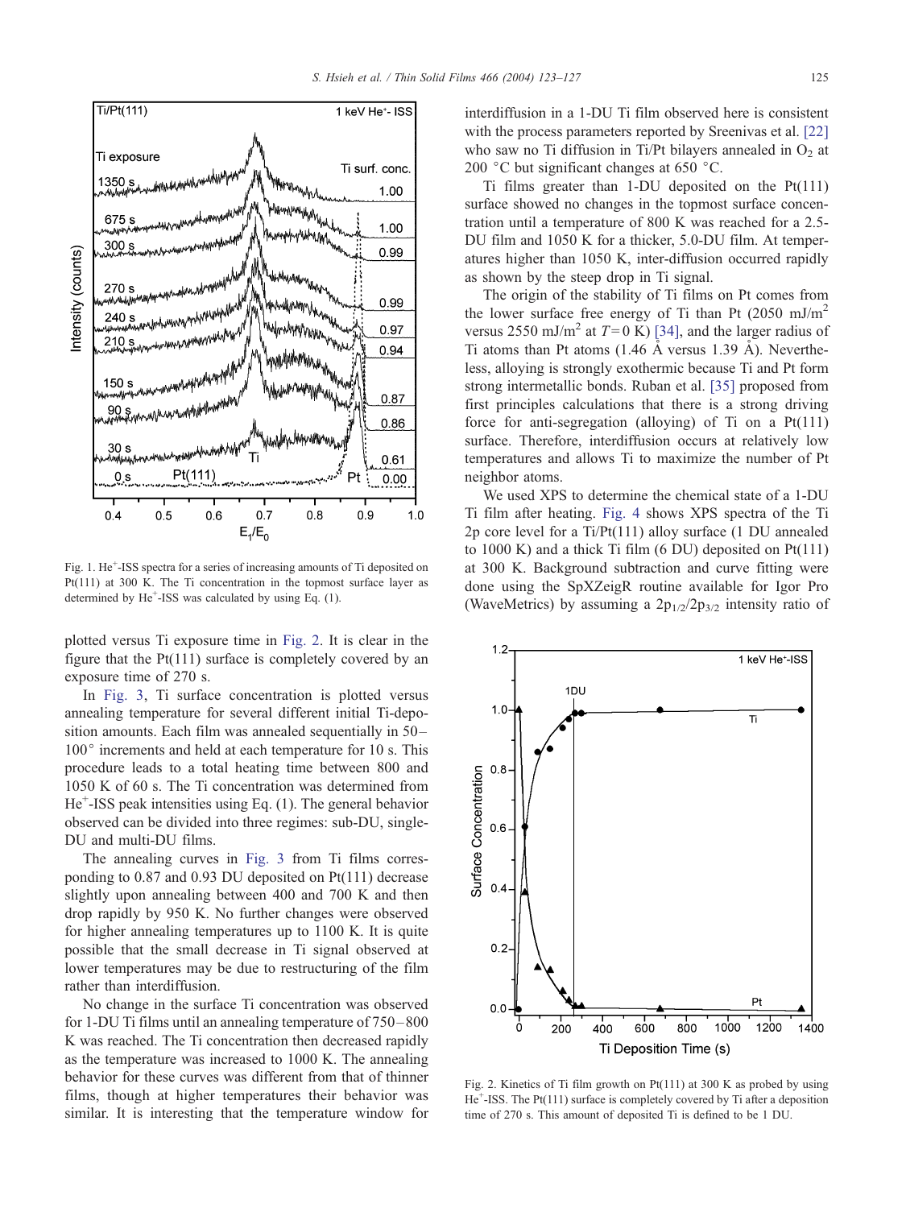Fig. 1. He$^+$-ISS spectra for a series of increasing amounts of Ti deposited on Pt(111) at 300 K. The Ti concentration in the topmost surface layer as determined by He$^+$-ISS was calculated by using Eq. (1).

plotted versus Ti exposure time in Fig. 2. It is clear in the figure that the Pt(111) surface is completely covered by an exposure time of 270 s.

In Fig. 3, Ti surface concentration is plotted versus annealing temperature for several different initial Ti-deposition amounts. Each film was annealed sequentially in 50–100° increments and held at each temperature for 10 s. This procedure leads to a total heating time between 800 and 1050 K of 60 s. The Ti concentration was determined from He$^+$-ISS peak intensities using Eq. (1). The general behavior observed can be divided into three regimes: sub-DU, single-DU and multi-DU films.

The annealing curves in Fig. 3 from Ti films corresponding to 0.87 and 0.93 DU deposited on Pt(111) decrease slightly upon annealing between 400 and 700 K and then drop rapidly by 950 K. No further changes were observed for higher annealing temperatures up to 1100 K. It is quite possible that the small decrease in Ti signal observed at lower temperatures may be due to restructuring of the film rather than interdiffusion.

No change in the surface Ti concentration was observed for 1-DU Ti films until an annealing temperature of 750–800 K was reached. The Ti concentration then decreased rapidly as the temperature was increased to 1000 K. The annealing behavior for these curves was different from that of thinner films, though at higher temperatures their behavior was similar. It is interesting that the temperature window for interdiffusion in a 1-DU Ti film observed here is consistent with the process parameters reported by Sreenivas et al. [22] who saw no Ti diffusion in Ti/Pt bilayers annealed in $O_2$ at 200 °C but significant changes at 650 °C.

Ti films greater than 1-DU deposited on the Pt(111) surface showed no changes in the topmost surface concentration until a temperature of 800 K was reached for a 2.5-DU film and 1050 K for a thicker, 5.0-DU film. At temperatures higher than 1050 K, inter-diffusion occurred rapidly as shown by the steep drop in Ti signal.

The origin of the stability of Ti films on Pt comes from the lower surface free energy of Ti than Pt (2050 mJ/m$^2$ versus 2550 mJ/m$^2$ at $T = 0$ K) [34], and the larger radius of Ti atoms than Pt atoms (1.46 Å versus 1.39 Å). Nevertheless, alloying is strongly exothermic because Ti and Pt form strong intermetallic bonds. Ruban et al. [35] proposed from first principles calculations that there is a strong driving force for anti-segregation (alloying) of Ti on a Pt(111) surface. Therefore, interdiffusion occurs at relatively low temperatures and allows Ti to maximize the number of Pt neighbor atoms.

We used XPS to determine the chemical state of a 1-DU Ti film after heating. Fig. 4 shows XPS spectra of the Ti 2p core level for a Ti/Pt(111) alloy surface (1 DU annealed to 1000 K) and a thick Ti film (6 DU) deposited on Pt(111) at 300 K. Background subtraction and curve fitting were done using the SpXZeigR routine available for Igor Pro (WaveMetrics) by assuming a $2p_{1/2}/2p_{3/2}$ intensity ratio of

Fig. 2. Kinetics of Ti film growth on Pt(111) at 300 K as probed by using He$^+$-ISS. The Pt(111) surface is completely covered by Ti after a deposition time of 270 s. This amount of deposited Ti is defined to be 1 DU.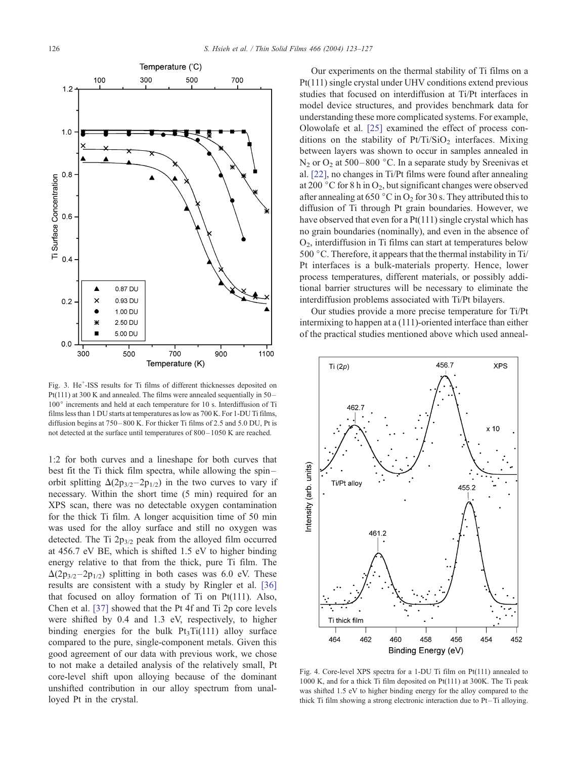Fig. 3. $He^+$-ISS results for Ti films of different thicknesses deposited on Pt(111) at 300 K and annealed. The films were annealed sequentially in 50–100° increments and held at each temperature for 10 s. Interdiffusion of Ti films less than 1 DU starts at temperatures as low as 700 K. For 1-DU Ti films, diffusion begins at 750–800 K. For thicker Ti films of 2.5 and 5.0 DU, Pt is not detected at the surface until temperatures of 800–1050 K are reached.

1:2 for both curves and a lineshape for both curves that best fit the Ti thick film spectra, while allowing the spin–orbit splitting $\Delta(2p_{3/2}-2p_{1/2})$ in the two curves to vary if necessary. Within the short time (5 min) required for an XPS scan, there was no detectable oxygen contamination for the thick Ti film. A longer acquisition time of 50 min was used for the alloy surface and still no oxygen was detected. The Ti $2p_{3/2}$ peak from the alloyed film occurred at 456.7 eV BE, which is shifted 1.5 eV to higher binding energy relative to that from the thick, pure Ti film. The $\Delta(2p_{3/2}-2p_{1/2})$ splitting in both cases was 6.0 eV. These results are consistent with a study by Ringler et al. [36] that focused on alloy formation of Ti on Pt(111). Also, Chen et al. [37] showed that the Pt 4f and Ti 2p core levels were shifted by 0.4 and 1.3 eV, respectively, to higher binding energies for the bulk $Pt_3Ti(111)$ alloy surface compared to the pure, single-component metals. Given this good agreement of our data with previous work, we chose to not make a detailed analysis of the relatively small, Pt core-level shift upon alloying because of the dominant unshifted contribution in our alloy spectrum from unalloyed Pt in the crystal.

Our experiments on the thermal stability of Ti films on a Pt(111) single crystal under UHV conditions extend previous studies that focused on interdiffusion at Ti/Pt interfaces in model device structures, and provides benchmark data for understanding these more complicated systems. For example, Olowolafe et al. [25] examined the effect of process conditions on the stability of $Pt/Ti/SiO_2$ interfaces. Mixing between layers was shown to occur in samples annealed in $N_2$ or $O_2$ at 500–800 °C. In a separate study by Sreenivas et al. [22], no changes in Ti/Pt films were found after annealing at 200 °C for 8 h in $O_2$, but significant changes were observed after annealing at 650 °C in $O_2$ for 30 s. They attributed this to diffusion of Ti through Pt grain boundaries. However, we have observed that even for a Pt(111) single crystal which has no grain boundaries (nominally), and even in the absence of $O_2$, interdiffusion in Ti films can start at temperatures below 500 °C. Therefore, it appears that the thermal instability in Ti/Pt interfaces is a bulk-materials property. Hence, lower process temperatures, different materials, or possibly additional barrier structures will be necessary to eliminate the interdiffusion problems associated with Ti/Pt bilayers.

Our studies provide a more precise temperature for Ti/Pt intermixing to happen at a (111)-oriented interface than either of the practical studies mentioned above which used anneal-

Fig. 4. Core-level XPS spectra for a 1-DU Ti film on Pt(111) annealed to 1000 K, and for a thick Ti film deposited on Pt(111) at 300K. The Ti peak was shifted 1.5 eV to higher binding energy for the alloy compared to the thick Ti film showing a strong electronic interaction due to Pt–Ti alloying.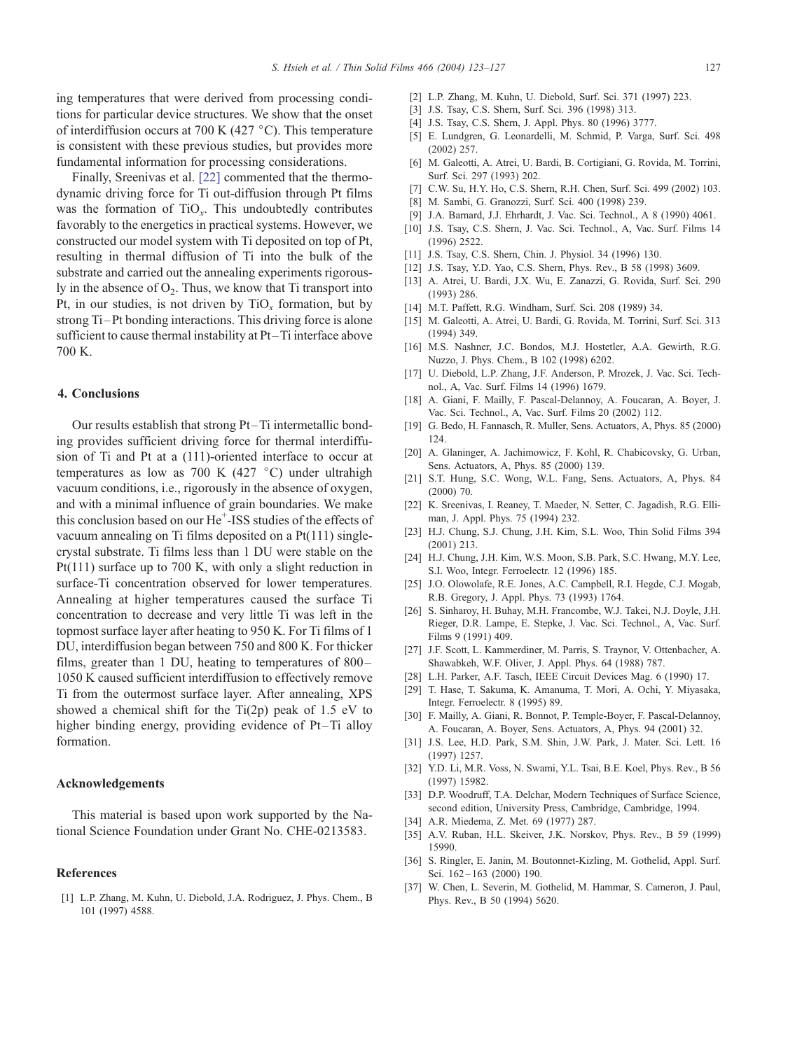ing temperatures that were derived from processing conditions for particular device structures. We show that the onset of interdiffusion occurs at 700 K (427 °C). This temperature is consistent with these previous studies, but provides more fundamental information for processing considerations.

Finally, Sreenivas et al. [22] commented that the thermodynamic driving force for Ti out-diffusion through Pt films was the formation of $TiO_x$. This undoubtedly contributes favorably to the energetics in practical systems. However, we constructed our model system with Ti deposited on top of Pt, resulting in thermal diffusion of Ti into the bulk of the substrate and carried out the annealing experiments rigorously in the absence of $O_2$. Thus, we know that Ti transport into Pt, in our studies, is not driven by $TiO_x$ formation, but by strong Ti–Pt bonding interactions. This driving force is alone sufficient to cause thermal instability at Pt–Ti interface above 700 K.

## 4. Conclusions

Our results establish that strong Pt–Ti intermetallic bonding provides sufficient driving force for thermal interdiffusion of Ti and Pt at a (111)-oriented interface to occur at temperatures as low as 700 K (427 °C) under ultrahigh vacuum conditions, i.e., rigorously in the absence of oxygen, and with a minimal influence of grain boundaries. We make this conclusion based on our $He^+$-ISS studies of the effects of vacuum annealing on Ti films deposited on a Pt(111) single-crystal substrate. Ti films less than 1 DU were stable on the Pt(111) surface up to 700 K, with only a slight reduction in surface-Ti concentration observed for lower temperatures. Annealing at higher temperatures caused the surface Ti concentration to decrease and very little Ti was left in the topmost surface layer after heating to 950 K. For Ti films of 1 DU, interdiffusion began between 750 and 800 K. For thicker films, greater than 1 DU, heating to temperatures of 800–1050 K caused sufficient interdiffusion to effectively remove Ti from the outermost surface layer. After annealing, XPS showed a chemical shift for the Ti(2p) peak of 1.5 eV to higher binding energy, providing evidence of Pt–Ti alloy formation.

## Acknowledgements

This material is based upon work supported by the National Science Foundation under Grant No. CHE-0213583.

## References

[1] L.P. Zhang, M. Kuhn, U. Diebold, J.A. Rodriguez, J. Phys. Chem., B 101 (1997) 4588.
[2] L.P. Zhang, M. Kuhn, U. Diebold, Surf. Sci. 371 (1997) 223.
[3] J.S. Tsay, C.S. Shern, Surf. Sci. 396 (1998) 313.
[4] J.S. Tsay, C.S. Shern, J. Appl. Phys. 80 (1996) 3777.
[5] E. Lundgren, G. Leonardelli, M. Schmid, P. Varga, Surf. Sci. 498 (2002) 257.
[6] M. Galeotti, A. Atrei, U. Bardi, B. Cortigiani, G. Rovida, M. Torrini, Surf. Sci. 297 (1993) 202.
[7] C.W. Su, H.Y. Ho, C.S. Shern, R.H. Chen, Surf. Sci. 499 (2002) 103.
[8] M. Sambi, G. Granozzi, Surf. Sci. 400 (1998) 239.
[9] J.A. Barnard, J.J. Ehrhardt, J. Vac. Sci. Technol., A 8 (1990) 4061.
[10] J.S. Tsay, C.S. Shern, J. Vac. Sci. Technol., A, Vac. Surf. Films 14 (1996) 2522.
[11] J.S. Tsay, C.S. Shern, Chin. J. Physiol. 34 (1996) 130.
[12] J.S. Tsay, Y.D. Yao, C.S. Shern, Phys. Rev., B 58 (1998) 3609.
[13] A. Atrei, U. Bardi, J.X. Wu, E. Zanazzi, G. Rovida, Surf. Sci. 290 (1993) 286.
[14] M.T. Paffett, R.G. Windham, Surf. Sci. 208 (1989) 34.
[15] M. Galeotti, A. Atrei, U. Bardi, G. Rovida, M. Torrini, Surf. Sci. 313 (1994) 349.
[16] M.S. Nashner, J.C. Bondos, M.J. Hostetler, A.A. Gewirth, R.G. Nuzzo, J. Phys. Chem., B 102 (1998) 6202.
[17] U. Diebold, L.P. Zhang, J.F. Anderson, P. Mrozek, J. Vac. Sci. Technol., A, Vac. Surf. Films 14 (1996) 1679.
[18] A. Giani, F. Mailly, F. Pascal-Delannoy, A. Foucaran, A. Boyer, J. Vac. Sci. Technol., A, Vac. Surf. Films 20 (2002) 112.
[19] G. Bedo, H. Fannasch, R. Muller, Sens. Actuators, A, Phys. 85 (2000) 124.
[20] A. Glaninger, A. Jachimowicz, F. Kohl, R. Chabicovsky, G. Urban, Sens. Actuators, A, Phys. 85 (2000) 139.
[21] S.T. Hung, S.C. Wong, W.L. Fang, Sens. Actuators, A, Phys. 84 (2000) 70.
[22] K. Sreenivas, I. Reaney, T. Maeder, N. Setter, C. Jagadish, R.G. Elliman, J. Appl. Phys. 75 (1994) 232.
[23] H.J. Chung, S.J. Chung, J.H. Kim, S.L. Woo, Thin Solid Films 394 (2001) 213.
[24] H.J. Chung, J.H. Kim, W.S. Moon, S.B. Park, S.C. Hwang, M.Y. Lee, S.I. Woo, Integr. Ferroelectr. 12 (1996) 185.
[25] J.O. Olowolafe, R.E. Jones, A.C. Campbell, R.I. Hegde, C.J. Mogab, R.B. Gregory, J. Appl. Phys. 73 (1993) 1764.
[26] S. Sinharoy, H. Buhay, M.H. Francombe, W.J. Takei, N.J. Doyle, J.H. Rieger, D.R. Lampe, E. Stepke, J. Vac. Sci. Technol., A, Vac. Surf. Films 9 (1991) 409.
[27] J.F. Scott, L. Kammerdiner, M. Parris, S. Traynor, V. Ottenbacher, A. Shawabkeh, W.F. Oliver, J. Appl. Phys. 64 (1988) 787.
[28] L.H. Parker, A.F. Tasch, IEEE Circuit Devices Mag. 6 (1990) 17.
[29] T. Hase, T. Sakuma, K. Amanuma, T. Mori, A. Ochi, Y. Miyasaka, Integr. Ferroelectr. 8 (1995) 89.
[30] F. Mailly, A. Giani, R. Bonnot, P. Temple-Boyer, F. Pascal-Delannoy, A. Foucaran, A. Boyer, Sens. Actuators, A, Phys. 94 (2001) 32.
[31] J.S. Lee, H.D. Park, S.M. Shin, J.W. Park, J. Mater. Sci. Lett. 16 (1997) 1257.
[32] Y.D. Li, M.R. Voss, N. Swami, Y.L. Tsai, B.E. Koel, Phys. Rev., B 56 (1997) 15982.
[33] D.P. Woodruff, T.A. Delchar, Modern Techniques of Surface Science, second edition, University Press, Cambridge, Cambridge, 1994.
[34] A.R. Miedema, Z. Met. 69 (1977) 287.
[35] A.V. Ruban, H.L. Skeiver, J.K. Norskov, Phys. Rev., B 59 (1999) 15990.
[36] S. Ringler, E. Janin, M. Boutonnet-Kizling, M. Gothelid, Appl. Surf. Sci. 162–163 (2000) 190.
[37] W. Chen, L. Severin, M. Gothelid, M. Hammar, S. Cameron, J. Paul, Phys. Rev., B 50 (1994) 5620.